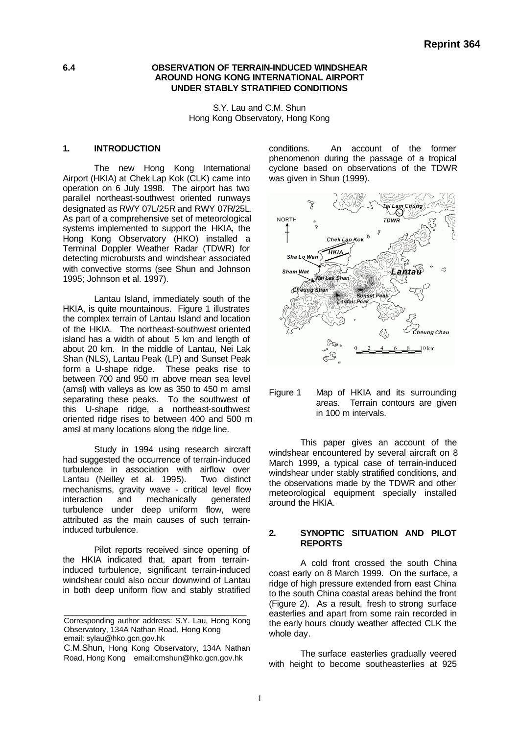**Reprint 364**

# 6.4 OBSERVATION OF TERRAIN-INDUCED WINDSHEAR AROUND HONG KONG INTERNATIONAL AIRPORT UNDER STABLY STRATIFIED CONDITIONS

S.Y. Lau and C.M. Shun
Hong Kong Observatory, Hong Kong

## 1. INTRODUCTION

The new Hong Kong International Airport (HKIA) at Chek Lap Kok (CLK) came into operation on 6 July 1998. The airport has two parallel northeast-southwest oriented runways designated as RWY 07L/25R and RWY 07R/25L. As part of a comprehensive set of meteorological systems implemented to support the HKIA, the Hong Kong Observatory (HKO) installed a Terminal Doppler Weather Radar (TDWR) for detecting microbursts and windshear associated with convective storms (see Shun and Johnson 1995; Johnson et al. 1997).

Lantau Island, immediately south of the HKIA, is quite mountainous. Figure 1 illustrates the complex terrain of Lantau Island and location of the HKIA. The northeast-southwest oriented island has a width of about 5 km and length of about 20 km. In the middle of Lantau, Nei Lak Shan (NLS), Lantau Peak (LP) and Sunset Peak form a U-shape ridge. These peaks rise to between 700 and 950 m above mean sea level (amsl) with valleys as low as 350 to 450 m amsl separating these peaks. To the southwest of this U-shape ridge, a northeast-southwest oriented ridge rises to between 400 and 500 m amsl at many locations along the ridge line.

Study in 1994 using research aircraft had suggested the occurrence of terrain-induced turbulence in association with airflow over Lantau (Neilley et al. 1995). Two distinct mechanisms, gravity wave - critical level flow interaction and mechanically generated turbulence under deep uniform flow, were attributed as the main causes of such terrain-induced turbulence.

Pilot reports received since opening of the HKIA indicated that, apart from terrain-induced turbulence, significant terrain-induced windshear could also occur downwind of Lantau in both deep uniform flow and stably stratified conditions. An account of the former phenomenon during the passage of a tropical cyclone based on observations of the TDWR was given in Shun (1999).

Figure 1 Map of HKIA and its surrounding areas. Terrain contours are given in 100 m intervals.

This paper gives an account of the windshear encountered by several aircraft on 8 March 1999, a typical case of terrain-induced windshear under stably stratified conditions, and the observations made by the TDWR and other meteorological equipment specially installed around the HKIA.

## 2. SYNOPTIC SITUATION AND PILOT REPORTS

A cold front crossed the south China coast early on 8 March 1999. On the surface, a ridge of high pressure extended from east China to the south China coastal areas behind the front (Figure 2). As a result, fresh to strong surface easterlies and apart from some rain recorded in the early hours cloudy weather affected CLK the whole day.

The surface easterlies gradually veered with height to become southeasterlies at 925

---

Corresponding author address: S.Y. Lau, Hong Kong Observatory, 134A Nathan Road, Hong Kong email: sylau@hko.gcn.gov.hk

C.M.Shun, Hong Kong Observatory, 134A Nathan Road, Hong Kong email:cmshun@hko.gcn.gov.hk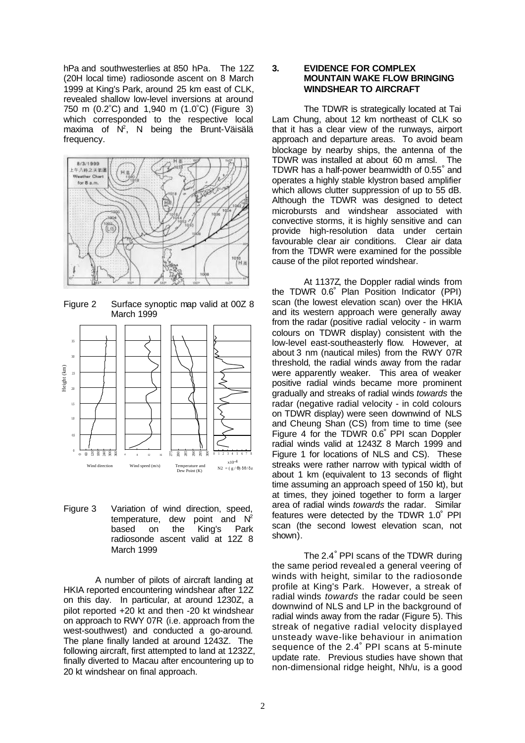hPa and southwesterlies at 850 hPa. The 12Z (20H local time) radiosonde ascent on 8 March 1999 at King's Park, around 25 km east of CLK, revealed shallow low-level inversions at around 750 m (0.2°C) and 1,940 m (1.0°C) (Figure 3) which corresponded to the respective local maxima of $N^2$, N being the Brunt-Väisälä frequency.

Figure 2 Surface synoptic map valid at 00Z 8 March 1999

Figure 3 Variation of wind direction, speed, temperature, dew point and $N^2$ based on the King's Park radiosonde ascent valid at 12Z 8 March 1999

A number of pilots of aircraft landing at HKIA reported encountering windshear after 12Z on this day. In particular, at around 1230Z, a pilot reported +20 kt and then -20 kt windshear on approach to RWY 07R (i.e. approach from the west-southwest) and conducted a go-around. The plane finally landed at around 1243Z. The following aircraft, first attempted to land at 1232Z, finally diverted to Macau after encountering up to 20 kt windshear on final approach.

## 3. EVIDENCE FOR COMPLEX MOUNTAIN WAKE FLOW BRINGING WINDSHEAR TO AIRCRAFT

The TDWR is strategically located at Tai Lam Chung, about 12 km northeast of CLK so that it has a clear view of the runways, airport approach and departure areas. To avoid beam blockage by nearby ships, the antenna of the TDWR was installed at about 60 m amsl. The TDWR has a half-power beamwidth of 0.55° and operates a highly stable klystron based amplifier which allows clutter suppression of up to 55 dB. Although the TDWR was designed to detect microbursts and windshear associated with convective storms, it is highly sensitive and can provide high-resolution data under certain favourable clear air conditions. Clear air data from the TDWR were examined for the possible cause of the pilot reported windshear.

At 1137Z, the Doppler radial winds from the TDWR 0.6° Plan Position Indicator (PPI) scan (the lowest elevation scan) over the HKIA and its western approach were generally away from the radar (positive radial velocity - in warm colours on TDWR display) consistent with the low-level east-southeasterly flow. However, at about 3 nm (nautical miles) from the RWY 07R threshold, the radial winds away from the radar were apparently weaker. This area of weaker positive radial winds became more prominent gradually and streaks of radial winds *towards* the radar (negative radial velocity - in cold colours on TDWR display) were seen downwind of NLS and Cheung Shan (CS) from time to time (see Figure 4 for the TDWR 0.6° PPI scan Doppler radial winds valid at 1243Z 8 March 1999 and Figure 1 for locations of NLS and CS). These streaks were rather narrow with typical width of about 1 km (equivalent to 13 seconds of flight time assuming an approach speed of 150 kt), but at times, they joined together to form a larger area of radial winds *towards* the radar. Similar features were detected by the TDWR 1.0° PPI scan (the second lowest elevation scan, not shown).

The 2.4° PPI scans of the TDWR during the same period revealed a general veering of winds with height, similar to the radiosonde profile at King's Park. However, a streak of radial winds *towards* the radar could be seen downwind of NLS and LP in the background of radial winds away from the radar (Figure 5). This streak of negative radial velocity displayed unsteady wave-like behaviour in animation sequence of the 2.4° PPI scans at 5-minute update rate. Previous studies have shown that non-dimensional ridge height, Nh/u, is a good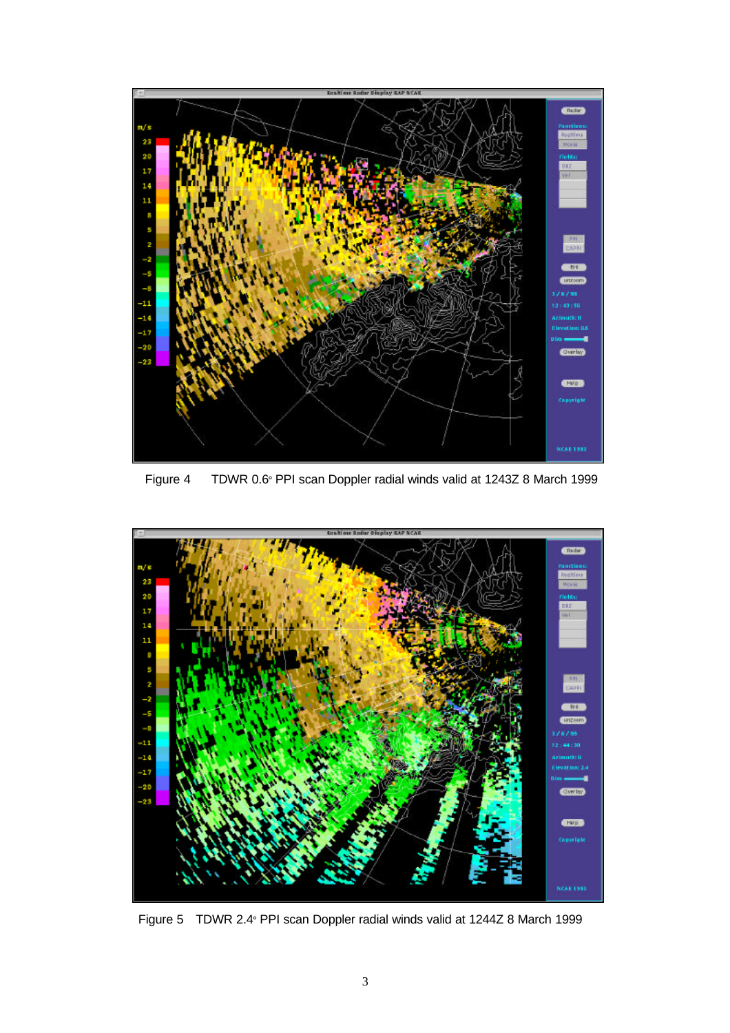Figure 4 TDWR 0.6° PPI scan Doppler radial winds valid at 1243Z 8 March 1999

Figure 5 TDWR 2.4° PPI scan Doppler radial winds valid at 1244Z 8 March 1999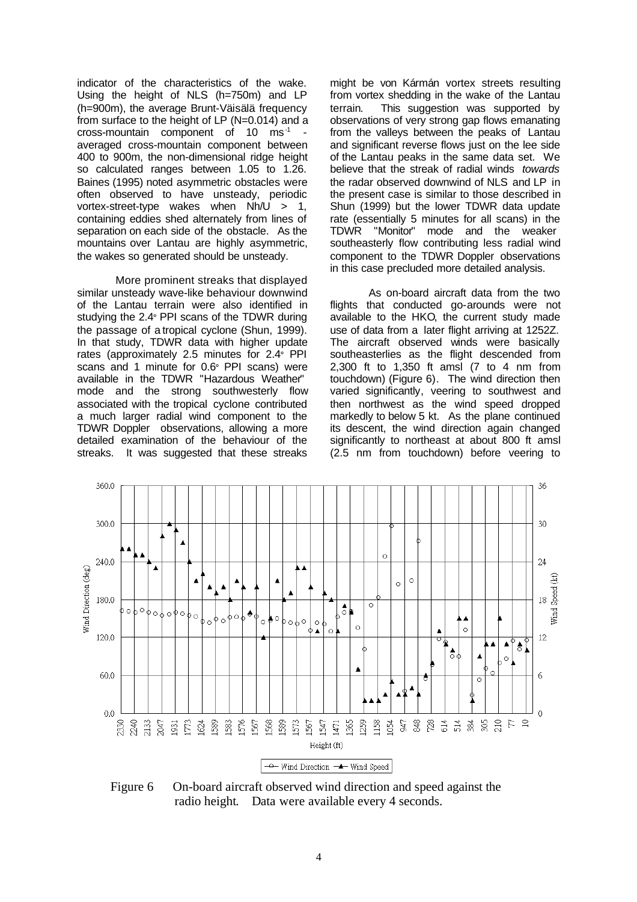indicator of the characteristics of the wake. Using the height of NLS (h=750m) and LP (h=900m), the average Brunt-Väisälä frequency from surface to the height of LP (N=0.014) and a cross-mountain component of 10 $ms^{-1}$ - averaged cross-mountain component between 400 to 900m, the non-dimensional ridge height so calculated ranges between 1.05 to 1.26. Baines (1995) noted asymmetric obstacles were often observed to have unsteady, periodic vortex-street-type wakes when $Nh/U > 1$, containing eddies shed alternately from lines of separation on each side of the obstacle. As the mountains over Lantau are highly asymmetric, the wakes so generated should be unsteady.

More prominent streaks that displayed similar unsteady wave-like behaviour downwind of the Lantau terrain were also identified in studying the 2.4° PPI scans of the TDWR during the passage of a tropical cyclone (Shun, 1999). In that study, TDWR data with higher update rates (approximately 2.5 minutes for 2.4° PPI scans and 1 minute for 0.6° PPI scans) were available in the TDWR "Hazardous Weather" mode and the strong southwesterly flow associated with the tropical cyclone contributed a much larger radial wind component to the TDWR Doppler observations, allowing a more detailed examination of the behaviour of the streaks. It was suggested that these streaks might be von Kármán vortex streets resulting from vortex shedding in the wake of the Lantau terrain. This suggestion was supported by observations of very strong gap flows emanating from the valleys between the peaks of Lantau and significant reverse flows just on the lee side of the Lantau peaks in the same data set. We believe that the streak of radial winds *towards* the radar observed downwind of NLS and LP in the present case is similar to those described in Shun (1999) but the lower TDWR data update rate (essentially 5 minutes for all scans) in the TDWR "Monitor" mode and the weaker southeasterly flow contributing less radial wind component to the TDWR Doppler observations in this case precluded more detailed analysis.

As on-board aircraft data from the two flights that conducted go-arounds were not available to the HKO, the current study made use of data from a later flight arriving at 1252Z. The aircraft observed winds were basically southeasterlies as the flight descended from 2,300 ft to 1,350 ft amsl (7 to 4 nm from touchdown) (Figure 6). The wind direction then varied significantly, veering to southwest and then northwest as the wind speed dropped markedly to below 5 kt. As the plane continued its descent, the wind direction again changed significantly to northeast at about 800 ft amsl (2.5 nm from touchdown) before veering to

Figure 6 On-board aircraft observed wind direction and speed against the radio height. Data were available every 4 seconds.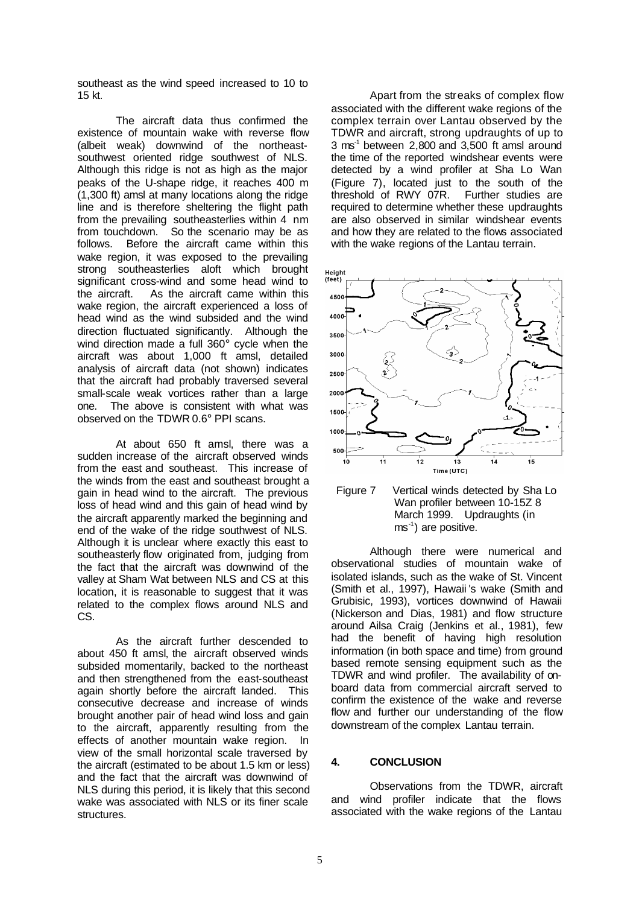southeast as the wind speed increased to 10 to 15 kt.

The aircraft data thus confirmed the existence of mountain wake with reverse flow (albeit weak) downwind of the northeast-southwest oriented ridge southwest of NLS. Although this ridge is not as high as the major peaks of the U-shape ridge, it reaches 400 m (1,300 ft) amsl at many locations along the ridge line and is therefore sheltering the flight path from the prevailing southeasterlies within 4 nm from touchdown. So the scenario may be as follows. Before the aircraft came within this wake region, it was exposed to the prevailing strong southeasterlies aloft which brought significant cross-wind and some head wind to the aircraft. As the aircraft came within this wake region, the aircraft experienced a loss of head wind as the wind subsided and the wind direction fluctuated significantly. Although the wind direction made a full 360° cycle when the aircraft was about 1,000 ft amsl, detailed analysis of aircraft data (not shown) indicates that the aircraft had probably traversed several small-scale weak vortices rather than a large one. The above is consistent with what was observed on the TDWR 0.6° PPI scans.

At about 650 ft amsl, there was a sudden increase of the aircraft observed winds from the east and southeast. This increase of the winds from the east and southeast brought a gain in head wind to the aircraft. The previous loss of head wind and this gain of head wind by the aircraft apparently marked the beginning and end of the wake of the ridge southwest of NLS. Although it is unclear where exactly this east to southeasterly flow originated from, judging from the fact that the aircraft was downwind of the valley at Sham Wat between NLS and CS at this location, it is reasonable to suggest that it was related to the complex flows around NLS and CS.

As the aircraft further descended to about 450 ft amsl, the aircraft observed winds subsided momentarily, backed to the northeast and then strengthened from the east-southeast again shortly before the aircraft landed. This consecutive decrease and increase of winds brought another pair of head wind loss and gain to the aircraft, apparently resulting from the effects of another mountain wake region. In view of the small horizontal scale traversed by the aircraft (estimated to be about 1.5 km or less) and the fact that the aircraft was downwind of NLS during this period, it is likely that this second wake was associated with NLS or its finer scale structures.

Apart from the streaks of complex flow associated with the different wake regions of the complex terrain over Lantau observed by the TDWR and aircraft, strong updraughts of up to 3 $ms^{-1}$ between 2,800 and 3,500 ft amsl around the time of the reported windshear events were detected by a wind profiler at Sha Lo Wan (Figure 7), located just to the south of the threshold of RWY 07R. Further studies are required to determine whether these updraughts are also observed in similar windshear events and how they are related to the flows associated with the wake regions of the Lantau terrain.

Figure 7 Vertical winds detected by Sha Lo Wan profiler between 10-15Z 8 March 1999. Updraughts (in $ms^{-1}$) are positive.

Although there were numerical and observational studies of mountain wake of isolated islands, such as the wake of St. Vincent (Smith et al., 1997), Hawaii's wake (Smith and Grubisic, 1993), vortices downwind of Hawaii (Nickerson and Dias, 1981) and flow structure around Ailsa Craig (Jenkins et al., 1981), few had the benefit of having high resolution information (in both space and time) from ground based remote sensing equipment such as the TDWR and wind profiler. The availability of on-board data from commercial aircraft served to confirm the existence of the wake and reverse flow and further our understanding of the flow downstream of the complex Lantau terrain.

## 4. CONCLUSION

Observations from the TDWR, aircraft and wind profiler indicate that the flows associated with the wake regions of the Lantau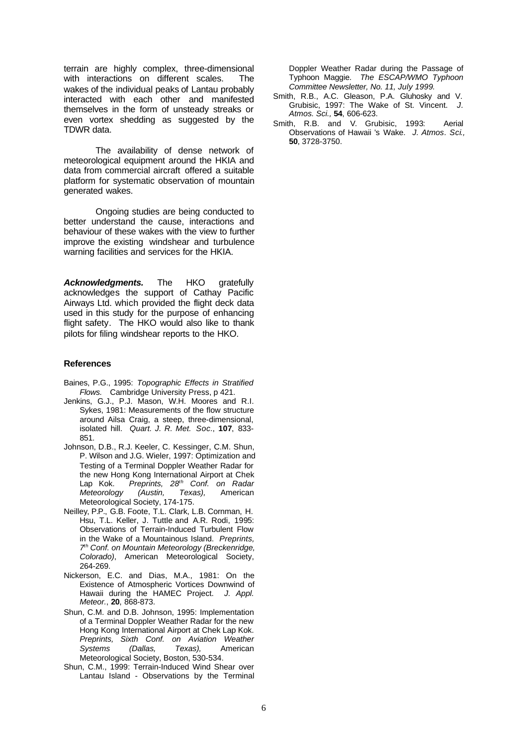terrain are highly complex, three-dimensional with interactions on different scales. The wakes of the individual peaks of Lantau probably interacted with each other and manifested themselves in the form of unsteady streaks or even vortex shedding as suggested by the TDWR data.

The availability of dense network of meteorological equipment around the HKIA and data from commercial aircraft offered a suitable platform for systematic observation of mountain generated wakes.

Ongoing studies are being conducted to better understand the cause, interactions and behaviour of these wakes with the view to further improve the existing windshear and turbulence warning facilities and services for the HKIA.

***Acknowledgments.*** The HKO gratefully acknowledges the support of Cathay Pacific Airways Ltd. which provided the flight deck data used in this study for the purpose of enhancing flight safety. The HKO would also like to thank pilots for filing windshear reports to the HKO.

## References

Baines, P.G., 1995: *Topographic Effects in Stratified Flows.* Cambridge University Press, p 421.

Jenkins, G.J., P.J. Mason, W.H. Moores and R.I. Sykes, 1981: Measurements of the flow structure around Ailsa Craig, a steep, three-dimensional, isolated hill. *Quart. J. R. Met. Soc.*, **107**, 833-851.

Johnson, D.B., R.J. Keeler, C. Kessinger, C.M. Shun, P. Wilson and J.G. Wieler, 1997: Optimization and Testing of a Terminal Doppler Weather Radar for the new Hong Kong International Airport at Chek Lap Kok. *Preprints, 28th Conf. on Radar Meteorology (Austin, Texas),* American Meteorological Society, 174-175.

Neilley, P.P., G.B. Foote, T.L. Clark, L.B. Cornman, H. Hsu, T.L. Keller, J. Tuttle and A.R. Rodi, 1995: Observations of Terrain-Induced Turbulent Flow in the Wake of a Mountainous Island. *Preprints, 7th Conf. on Mountain Meteorology (Breckenridge, Colorado)*, American Meteorological Society, 264-269.

Nickerson, E.C. and Dias, M.A., 1981: On the Existence of Atmospheric Vortices Downwind of Hawaii during the HAMEC Project. *J. Appl. Meteor.*, **20**, 868-873.

Shun, C.M. and D.B. Johnson, 1995: Implementation of a Terminal Doppler Weather Radar for the new Hong Kong International Airport at Chek Lap Kok. *Preprints, Sixth Conf. on Aviation Weather Systems (Dallas, Texas),* American Meteorological Society, Boston, 530-534.

Shun, C.M., 1999: Terrain-Induced Wind Shear over Lantau Island - Observations by the Terminal Doppler Weather Radar during the Passage of Typhoon Maggie. *The ESCAP/WMO Typhoon Committee Newsletter, No. 11, July 1999.*

Smith, R.B., A.C. Gleason, P.A. Gluhosky and V. Grubisic, 1997: The Wake of St. Vincent. *J. Atmos. Sci.,* **54**, 606-623.

Smith, R.B. and V. Grubisic, 1993: Aerial Observations of Hawaii 's Wake. *J. Atmos. Sci.,* **50**, 3728-3750.